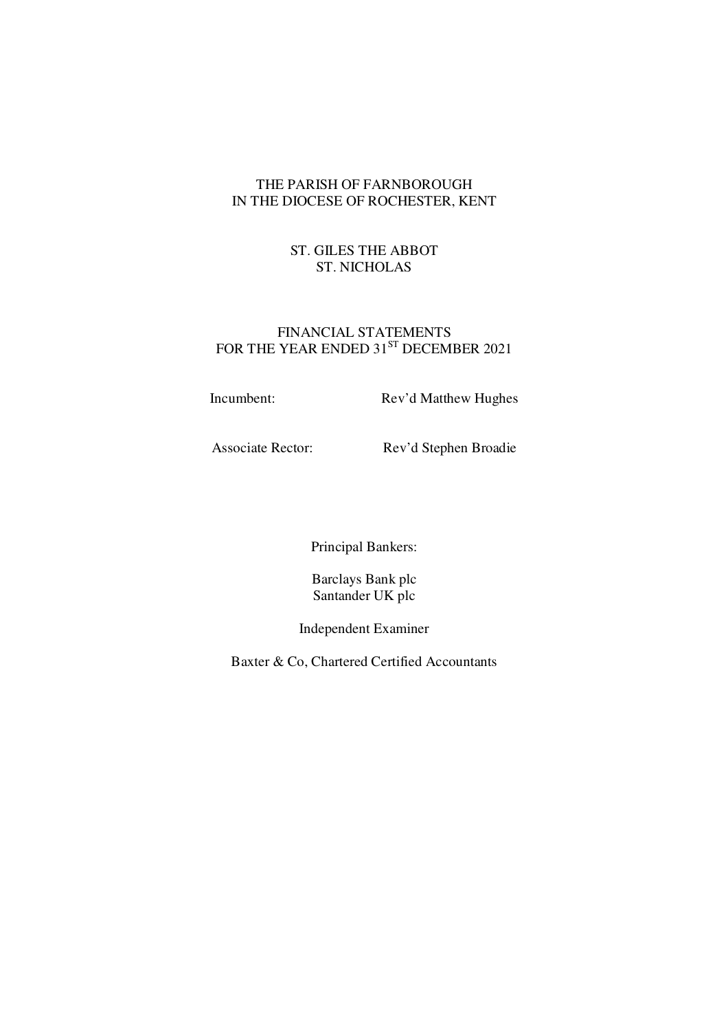# THE PARISH OF FARNBOROUGH
# IN THE DIOCESE OF ROCHESTER, KENT

## ST. GILES THE ABBOT
## ST. NICHOLAS

## FINANCIAL STATEMENTS
## FOR THE YEAR ENDED 31[ST] DECEMBER 2021

| | |
|---|---|
| Incumbent: | Rev'd Matthew Hughes |
| Associate Rector: | Rev'd Stephen Broadie |

Principal Bankers:

Barclays Bank plc
Santander UK plc

Independent Examiner

Baxter & Co, Chartered Certified Accountants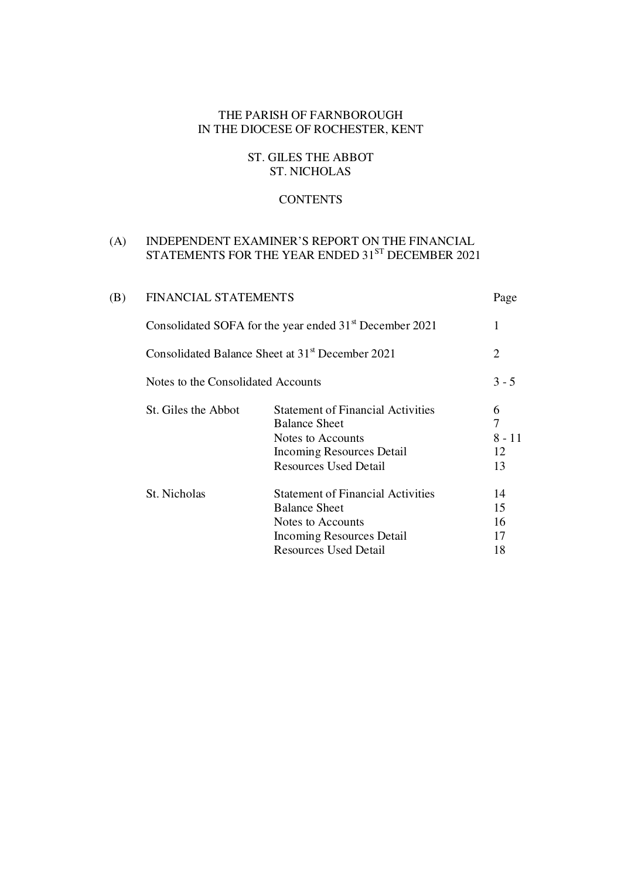# THE PARISH OF FARNBOROUGH
# IN THE DIOCESE OF ROCHESTER, KENT

## ST. GILES THE ABBOT
## ST. NICHOLAS

## CONTENTS

(A) INDEPENDENT EXAMINER'S REPORT ON THE FINANCIAL STATEMENTS FOR THE YEAR ENDED 31ST DECEMBER 2021

(B) FINANCIAL STATEMENTS

| | | Page |
|---|---|---|
| Consolidated SOFA for the year ended 31st December 2021 | | 1 |
| Consolidated Balance Sheet at 31st December 2021 | | 2 |
| Notes to the Consolidated Accounts | | 3 - 5 |
| St. Giles the Abbot | Statement of Financial Activities | 6 |
| | Balance Sheet | 7 |
| | Notes to Accounts | 8 - 11 |
| | Incoming Resources Detail | 12 |
| | Resources Used Detail | 13 |
| St. Nicholas | Statement of Financial Activities | 14 |
| | Balance Sheet | 15 |
| | Notes to Accounts | 16 |
| | Incoming Resources Detail | 17 |
| | Resources Used Detail | 18 |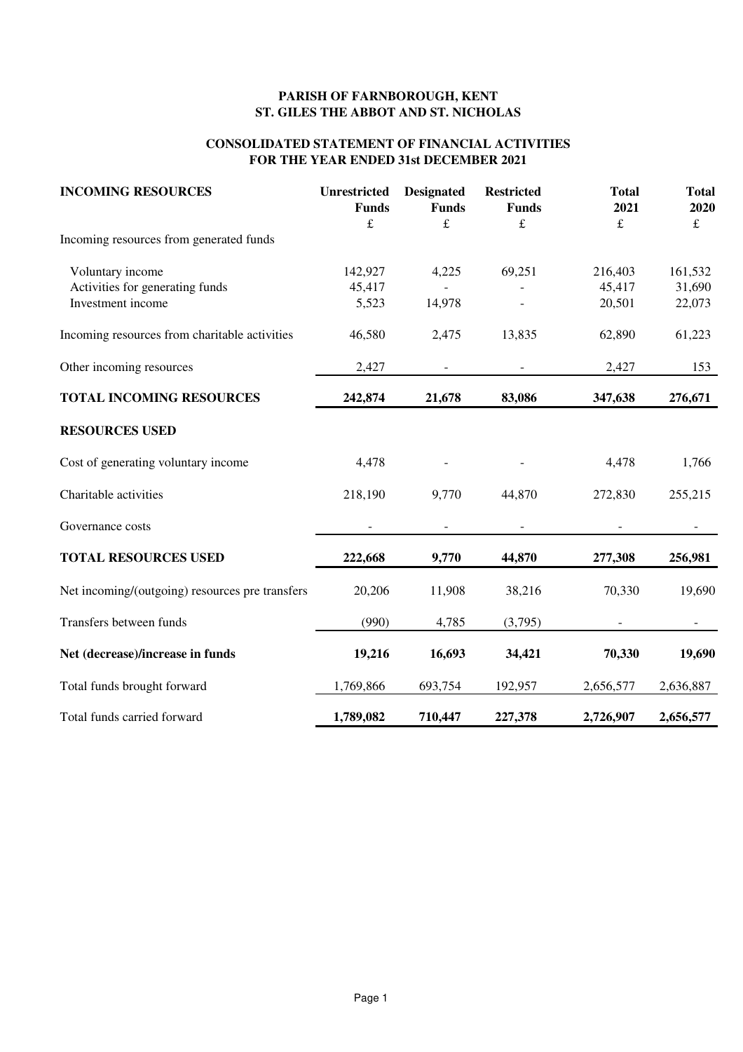# PARISH OF FARNBOROUGH, KENT
## ST. GILES THE ABBOT AND ST. NICHOLAS

### CONSOLIDATED STATEMENT OF FINANCIAL ACTIVITIES
### FOR THE YEAR ENDED 31st DECEMBER 2021

| INCOMING RESOURCES | Unrestricted Funds | Designated Funds | Restricted Funds | Total 2021 | Total 2020 |
|---|---|---|---|---|---|
| | £ | £ | £ | £ | £ |
| Incoming resources from generated funds | | | | | |
| Voluntary income | 142,927 | 4,225 | 69,251 | 216,403 | 161,532 |
| Activities for generating funds | 45,417 | - | - | 45,417 | 31,690 |
| Investment income | 5,523 | 14,978 | - | 20,501 | 22,073 |
| Incoming resources from charitable activities | 46,580 | 2,475 | 13,835 | 62,890 | 61,223 |
| Other incoming resources | 2,427 | - | - | 2,427 | 153 |
| **TOTAL INCOMING RESOURCES** | **242,874** | **21,678** | **83,086** | **347,638** | **276,671** |
| **RESOURCES USED** | | | | | |
| Cost of generating voluntary income | 4,478 | - | - | 4,478 | 1,766 |
| Charitable activities | 218,190 | 9,770 | 44,870 | 272,830 | 255,215 |
| Governance costs | - | - | - | - | - |
| **TOTAL RESOURCES USED** | **222,668** | **9,770** | **44,870** | **277,308** | **256,981** |
| Net incoming/(outgoing) resources pre transfers | 20,206 | 11,908 | 38,216 | 70,330 | 19,690 |
| Transfers between funds | (990) | 4,785 | (3,795) | - | - |
| **Net (decrease)/increase in funds** | **19,216** | **16,693** | **34,421** | **70,330** | **19,690** |
| Total funds brought forward | 1,769,866 | 693,754 | 192,957 | 2,656,577 | 2,636,887 |
| Total funds carried forward | **1,789,082** | **710,447** | **227,378** | **2,726,907** | **2,656,577** |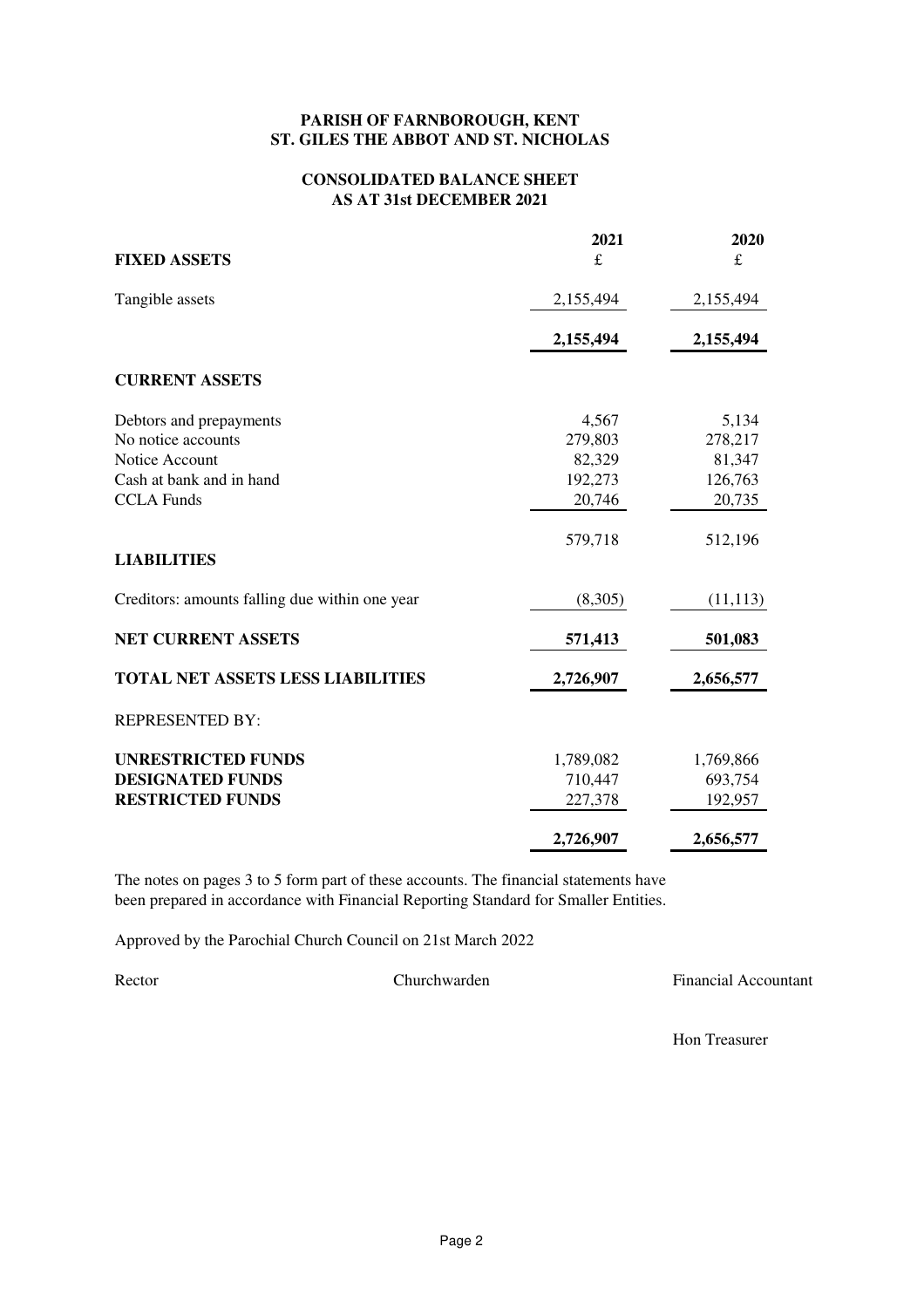**PARISH OF FARNBOROUGH, KENT**
**ST. GILES THE ABBOT AND ST. NICHOLAS**

**CONSOLIDATED BALANCE SHEET**
**AS AT 31st DECEMBER 2021**

| | 2021 | 2020 |
|---|---|---|
| **FIXED ASSETS** | £ | £ |
| Tangible assets | 2,155,494 | 2,155,494 |
| | **2,155,494** | **2,155,494** |
| **CURRENT ASSETS** | | |
| Debtors and prepayments | 4,567 | 5,134 |
| No notice accounts | 279,803 | 278,217 |
| Notice Account | 82,329 | 81,347 |
| Cash at bank and in hand | 192,273 | 126,763 |
| CCLA Funds | 20,746 | 20,735 |
| | 579,718 | 512,196 |
| **LIABILITIES** | | |
| Creditors: amounts falling due within one year | (8,305) | (11,113) |
| **NET CURRENT ASSETS** | **571,413** | **501,083** |
| **TOTAL NET ASSETS LESS LIABILITIES** | **2,726,907** | **2,656,577** |
| REPRESENTED BY: | | |
| **UNRESTRICTED FUNDS** | 1,789,082 | 1,769,866 |
| **DESIGNATED FUNDS** | 710,447 | 693,754 |
| **RESTRICTED FUNDS** | 227,378 | 192,957 |
| | **2,726,907** | **2,656,577** |

The notes on pages 3 to 5 form part of these accounts. The financial statements have been prepared in accordance with Financial Reporting Standard for Smaller Entities.

Approved by the Parochial Church Council on 21st March 2022

Rector　　　　　Churchwarden　　　　　Financial Accountant

Hon Treasurer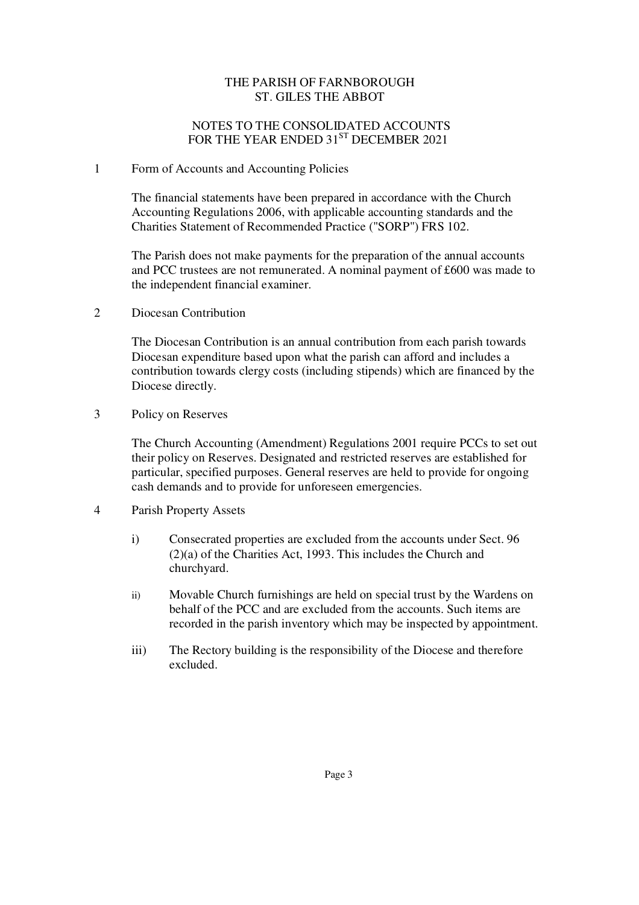# THE PARISH OF FARNBOROUGH
## ST. GILES THE ABBOT

## NOTES TO THE CONSOLIDATED ACCOUNTS
## FOR THE YEAR ENDED 31ST DECEMBER 2021

1 Form of Accounts and Accounting Policies

The financial statements have been prepared in accordance with the Church Accounting Regulations 2006, with applicable accounting standards and the Charities Statement of Recommended Practice ("SORP") FRS 102.

The Parish does not make payments for the preparation of the annual accounts and PCC trustees are not remunerated. A nominal payment of £600 was made to the independent financial examiner.

2 Diocesan Contribution

The Diocesan Contribution is an annual contribution from each parish towards Diocesan expenditure based upon what the parish can afford and includes a contribution towards clergy costs (including stipends) which are financed by the Diocese directly.

3 Policy on Reserves

The Church Accounting (Amendment) Regulations 2001 require PCCs to set out their policy on Reserves. Designated and restricted reserves are established for particular, specified purposes. General reserves are held to provide for ongoing cash demands and to provide for unforeseen emergencies.

4 Parish Property Assets

i) Consecrated properties are excluded from the accounts under Sect. 96 (2)(a) of the Charities Act, 1993. This includes the Church and churchyard.

ii) Movable Church furnishings are held on special trust by the Wardens on behalf of the PCC and are excluded from the accounts. Such items are recorded in the parish inventory which may be inspected by appointment.

iii) The Rectory building is the responsibility of the Diocese and therefore excluded.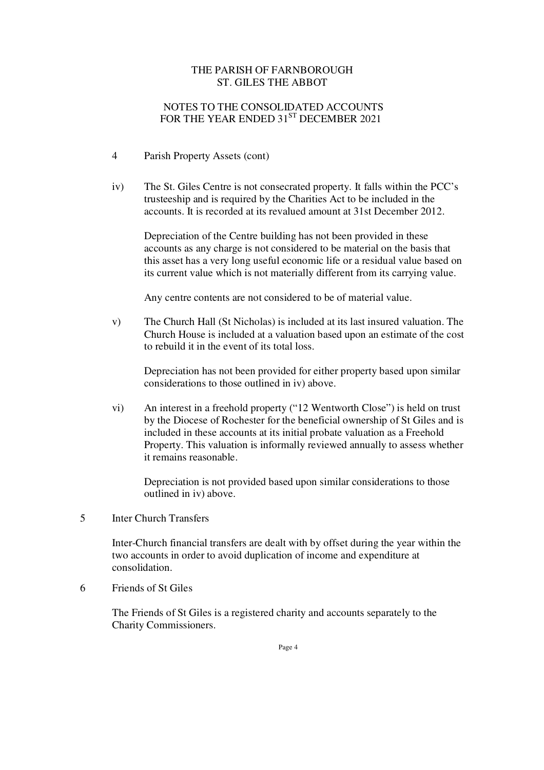THE PARISH OF FARNBOROUGH
ST. GILES THE ABBOT

NOTES TO THE CONSOLIDATED ACCOUNTS
FOR THE YEAR ENDED 31ST DECEMBER 2021

4 Parish Property Assets (cont)

iv) The St. Giles Centre is not consecrated property. It falls within the PCC's trusteeship and is required by the Charities Act to be included in the accounts. It is recorded at its revalued amount at 31st December 2012.

Depreciation of the Centre building has not been provided in these accounts as any charge is not considered to be material on the basis that this asset has a very long useful economic life or a residual value based on its current value which is not materially different from its carrying value.

Any centre contents are not considered to be of material value.

v) The Church Hall (St Nicholas) is included at its last insured valuation. The Church House is included at a valuation based upon an estimate of the cost to rebuild it in the event of its total loss.

Depreciation has not been provided for either property based upon similar considerations to those outlined in iv) above.

vi) An interest in a freehold property ("12 Wentworth Close") is held on trust by the Diocese of Rochester for the beneficial ownership of St Giles and is included in these accounts at its initial probate valuation as a Freehold Property. This valuation is informally reviewed annually to assess whether it remains reasonable.

Depreciation is not provided based upon similar considerations to those outlined in iv) above.

5 Inter Church Transfers

Inter-Church financial transfers are dealt with by offset during the year within the two accounts in order to avoid duplication of income and expenditure at consolidation.

6 Friends of St Giles

The Friends of St Giles is a registered charity and accounts separately to the Charity Commissioners.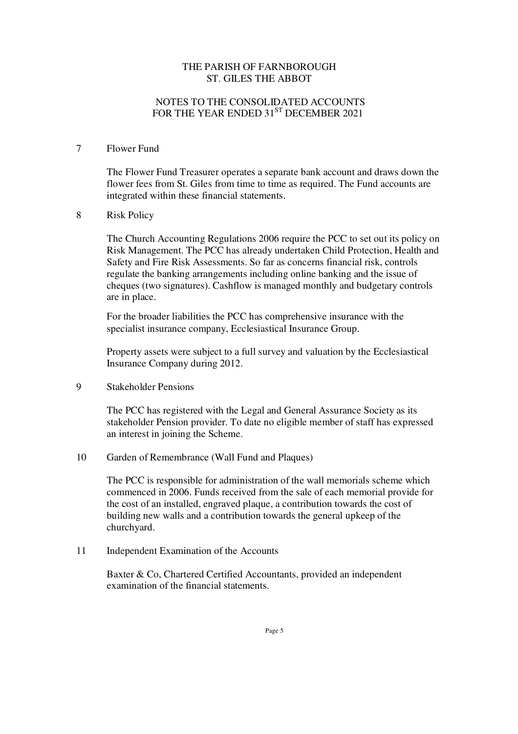# THE PARISH OF FARNBOROUGH
# ST. GILES THE ABBOT

## NOTES TO THE CONSOLIDATED ACCOUNTS FOR THE YEAR ENDED 31ST DECEMBER 2021

### 7 Flower Fund

The Flower Fund Treasurer operates a separate bank account and draws down the flower fees from St. Giles from time to time as required. The Fund accounts are integrated within these financial statements.

### 8 Risk Policy

The Church Accounting Regulations 2006 require the PCC to set out its policy on Risk Management. The PCC has already undertaken Child Protection, Health and Safety and Fire Risk Assessments. So far as concerns financial risk, controls regulate the banking arrangements including online banking and the issue of cheques (two signatures). Cashflow is managed monthly and budgetary controls are in place.

For the broader liabilities the PCC has comprehensive insurance with the specialist insurance company, Ecclesiastical Insurance Group.

Property assets were subject to a full survey and valuation by the Ecclesiastical Insurance Company during 2012.

### 9 Stakeholder Pensions

The PCC has registered with the Legal and General Assurance Society as its stakeholder Pension provider. To date no eligible member of staff has expressed an interest in joining the Scheme.

### 10 Garden of Remembrance (Wall Fund and Plaques)

The PCC is responsible for administration of the wall memorials scheme which commenced in 2006. Funds received from the sale of each memorial provide for the cost of an installed, engraved plaque, a contribution towards the cost of building new walls and a contribution towards the general upkeep of the churchyard.

### 11 Independent Examination of the Accounts

Baxter & Co, Chartered Certified Accountants, provided an independent examination of the financial statements.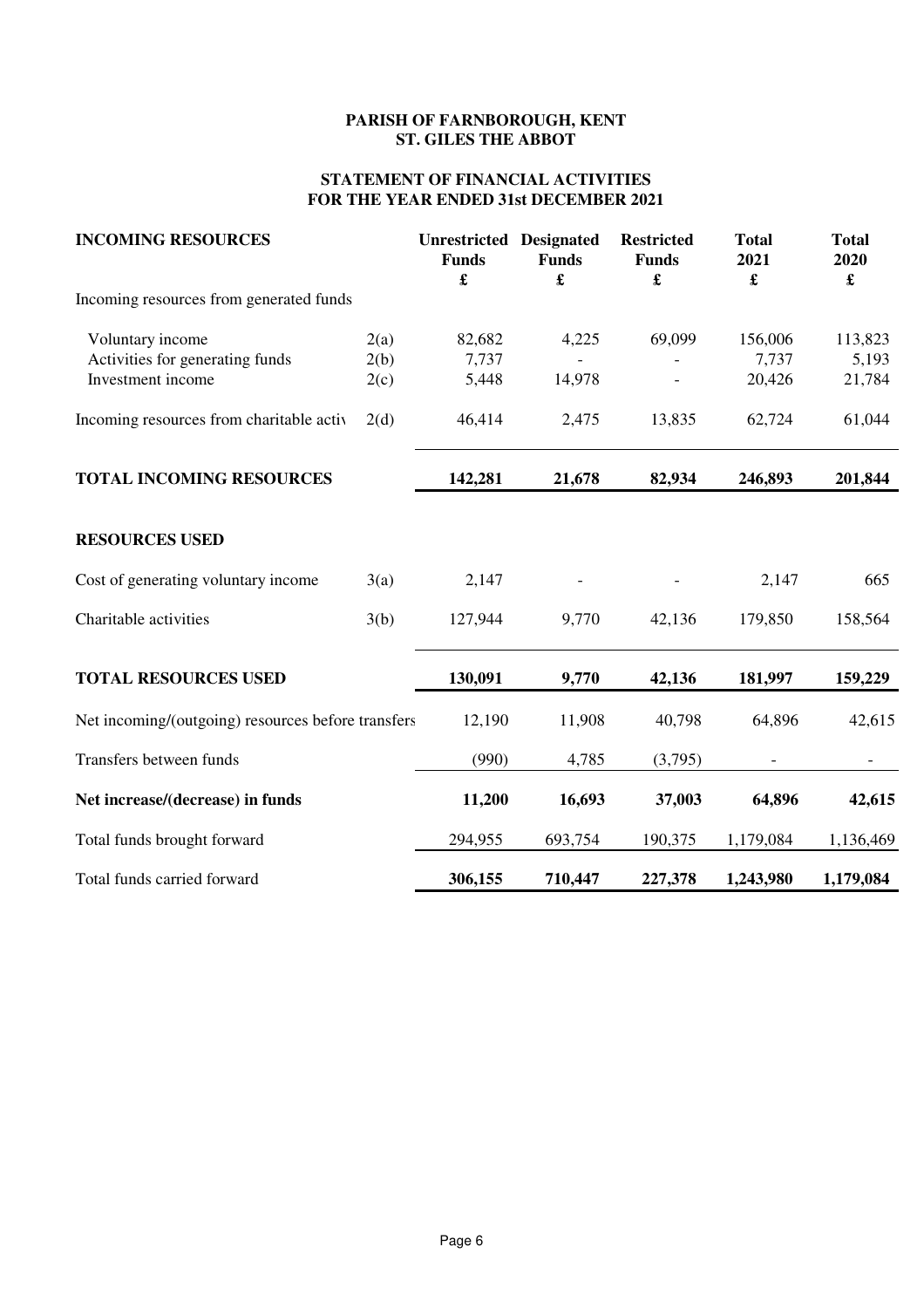# PARISH OF FARNBOROUGH, KENT
## ST. GILES THE ABBOT

## STATEMENT OF FINANCIAL ACTIVITIES
## FOR THE YEAR ENDED 31st DECEMBER 2021

| INCOMING RESOURCES | | Unrestricted Funds £ | Designated Funds £ | Restricted Funds £ | Total 2021 £ | Total 2020 £ |
|---|---|---|---|---|---|---|
| Incoming resources from generated funds | | | | | | |
| Voluntary income | 2(a) | 82,682 | 4,225 | 69,099 | 156,006 | 113,823 |
| Activities for generating funds | 2(b) | 7,737 | - | - | 7,737 | 5,193 |
| Investment income | 2(c) | 5,448 | 14,978 | - | 20,426 | 21,784 |
| Incoming resources from charitable activ | 2(d) | 46,414 | 2,475 | 13,835 | 62,724 | 61,044 |
| **TOTAL INCOMING RESOURCES** | | **142,281** | **21,678** | **82,934** | **246,893** | **201,844** |
| **RESOURCES USED** | | | | | | |
| Cost of generating voluntary income | 3(a) | 2,147 | - | - | 2,147 | 665 |
| Charitable activities | 3(b) | 127,944 | 9,770 | 42,136 | 179,850 | 158,564 |
| **TOTAL RESOURCES USED** | | **130,091** | **9,770** | **42,136** | **181,997** | **159,229** |
| Net incoming/(outgoing) resources before transfers | | 12,190 | 11,908 | 40,798 | 64,896 | 42,615 |
| Transfers between funds | | (990) | 4,785 | (3,795) | - | - |
| **Net increase/(decrease) in funds** | | **11,200** | **16,693** | **37,003** | **64,896** | **42,615** |
| Total funds brought forward | | 294,955 | 693,754 | 190,375 | 1,179,084 | 1,136,469 |
| Total funds carried forward | | **306,155** | **710,447** | **227,378** | **1,243,980** | **1,179,084** |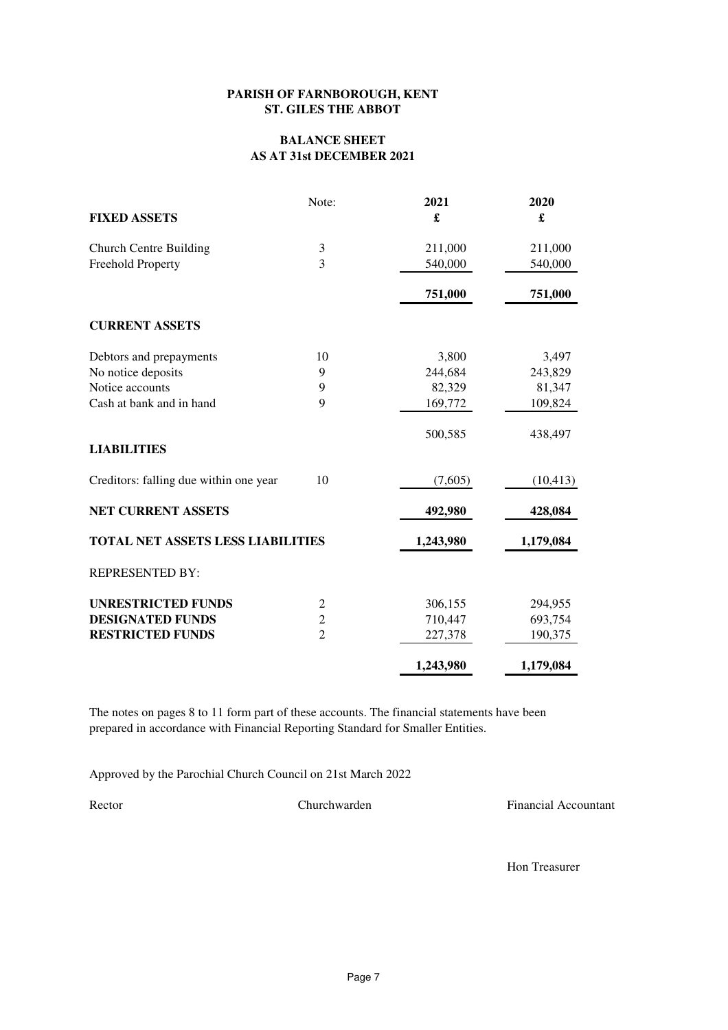**PARISH OF FARNBOROUGH, KENT**
**ST. GILES THE ABBOT**

**BALANCE SHEET**
**AS AT 31st DECEMBER 2021**

| | Note: | 2021 £ | 2020 £ |
|---|---|---|---|
| **FIXED ASSETS** | | | |
| Church Centre Building | 3 | 211,000 | 211,000 |
| Freehold Property | 3 | 540,000 | 540,000 |
| | | **751,000** | **751,000** |
| **CURRENT ASSETS** | | | |
| Debtors and prepayments | 10 | 3,800 | 3,497 |
| No notice deposits | 9 | 244,684 | 243,829 |
| Notice accounts | 9 | 82,329 | 81,347 |
| Cash at bank and in hand | 9 | 169,772 | 109,824 |
| | | 500,585 | 438,497 |
| **LIABILITIES** | | | |
| Creditors: falling due within one year | 10 | (7,605) | (10,413) |
| **NET CURRENT ASSETS** | | **492,980** | **428,084** |
| **TOTAL NET ASSETS LESS LIABILITIES** | | **1,243,980** | **1,179,084** |
| REPRESENTED BY: | | | |
| **UNRESTRICTED FUNDS** | 2 | 306,155 | 294,955 |
| **DESIGNATED FUNDS** | 2 | 710,447 | 693,754 |
| **RESTRICTED FUNDS** | 2 | 227,378 | 190,375 |
| | | **1,243,980** | **1,179,084** |

The notes on pages 8 to 11 form part of these accounts. The financial statements have been prepared in accordance with Financial Reporting Standard for Smaller Entities.

Approved by the Parochial Church Council on 21st March 2022

Rector Churchwarden Financial Accountant

Hon Treasurer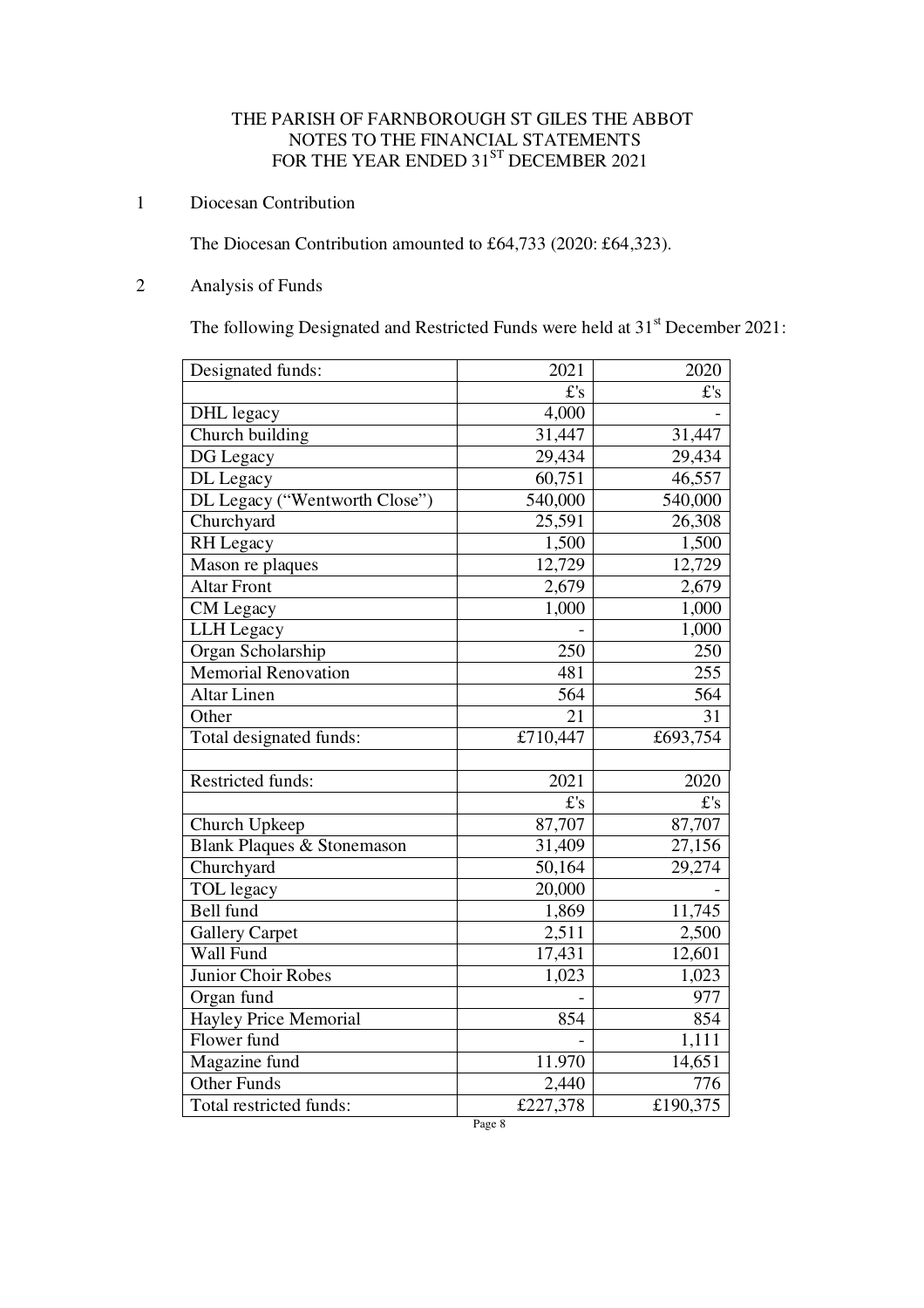# THE PARISH OF FARNBOROUGH ST GILES THE ABBOT
## NOTES TO THE FINANCIAL STATEMENTS
## FOR THE YEAR ENDED 31ST DECEMBER 2021

1 Diocesan Contribution

The Diocesan Contribution amounted to £64,733 (2020: £64,323).

2 Analysis of Funds

The following Designated and Restricted Funds were held at 31st December 2021:

| Designated funds: | 2021 | 2020 |
|---|---|---|
| | £'s | £'s |
| DHL legacy | 4,000 | - |
| Church building | 31,447 | 31,447 |
| DG Legacy | 29,434 | 29,434 |
| DL Legacy | 60,751 | 46,557 |
| DL Legacy ("Wentworth Close") | 540,000 | 540,000 |
| Churchyard | 25,591 | 26,308 |
| RH Legacy | 1,500 | 1,500 |
| Mason re plaques | 12,729 | 12,729 |
| Altar Front | 2,679 | 2,679 |
| CM Legacy | 1,000 | 1,000 |
| LLH Legacy | - | 1,000 |
| Organ Scholarship | 250 | 250 |
| Memorial Renovation | 481 | 255 |
| Altar Linen | 564 | 564 |
| Other | 21 | 31 |
| Total designated funds: | £710,447 | £693,754 |
| | | |
| Restricted funds: | 2021 | 2020 |
| | £'s | £'s |
| Church Upkeep | 87,707 | 87,707 |
| Blank Plaques & Stonemason | 31,409 | 27,156 |
| Churchyard | 50,164 | 29,274 |
| TOL legacy | 20,000 | - |
| Bell fund | 1,869 | 11,745 |
| Gallery Carpet | 2,511 | 2,500 |
| Wall Fund | 17,431 | 12,601 |
| Junior Choir Robes | 1,023 | 1,023 |
| Organ fund | - | 977 |
| Hayley Price Memorial | 854 | 854 |
| Flower fund | - | 1,111 |
| Magazine fund | 11.970 | 14,651 |
| Other Funds | 2,440 | 776 |
| Total restricted funds: | £227,378 | £190,375 |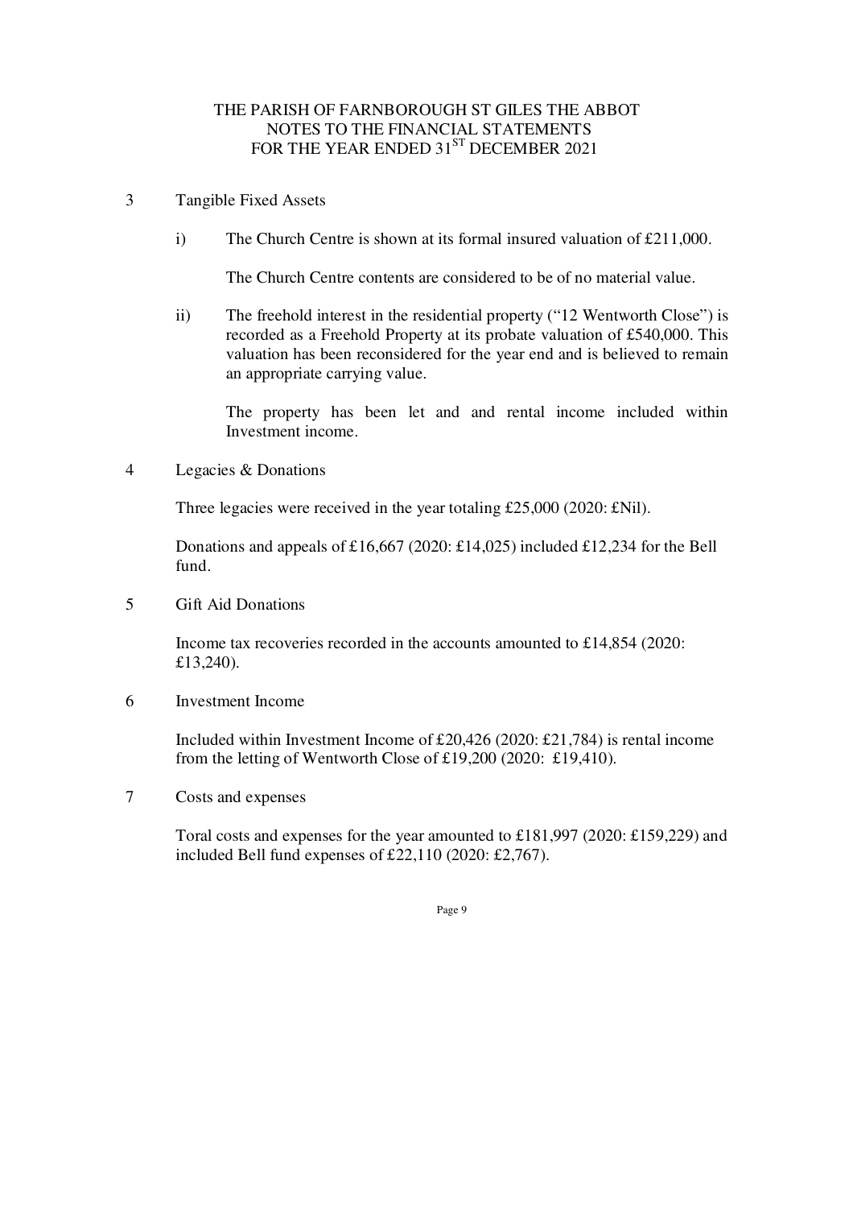THE PARISH OF FARNBOROUGH ST GILES THE ABBOT
NOTES TO THE FINANCIAL STATEMENTS
FOR THE YEAR ENDED 31ST DECEMBER 2021

3 Tangible Fixed Assets

i) The Church Centre is shown at its formal insured valuation of £211,000.

The Church Centre contents are considered to be of no material value.

ii) The freehold interest in the residential property ("12 Wentworth Close") is recorded as a Freehold Property at its probate valuation of £540,000. This valuation has been reconsidered for the year end and is believed to remain an appropriate carrying value.

The property has been let and and rental income included within Investment income.

4 Legacies & Donations

Three legacies were received in the year totaling £25,000 (2020: £Nil).

Donations and appeals of £16,667 (2020: £14,025) included £12,234 for the Bell fund.

5 Gift Aid Donations

Income tax recoveries recorded in the accounts amounted to £14,854 (2020: £13,240).

6 Investment Income

Included within Investment Income of £20,426 (2020: £21,784) is rental income from the letting of Wentworth Close of £19,200 (2020: £19,410).

7 Costs and expenses

Toral costs and expenses for the year amounted to £181,997 (2020: £159,229) and included Bell fund expenses of £22,110 (2020: £2,767).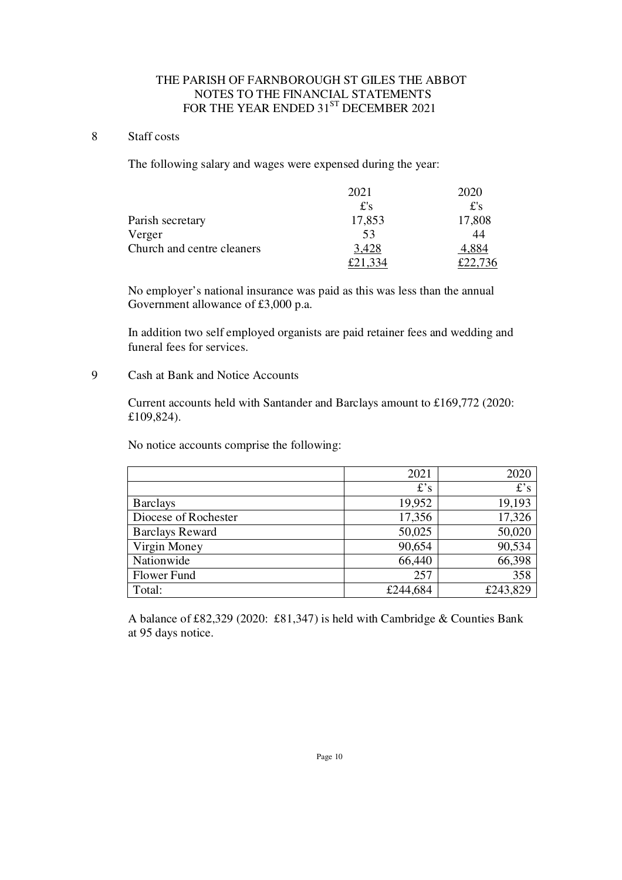THE PARISH OF FARNBOROUGH ST GILES THE ABBOT
NOTES TO THE FINANCIAL STATEMENTS
FOR THE YEAR ENDED 31[ST] DECEMBER 2021

## 8 Staff costs

The following salary and wages were expensed during the year:

| | 2021 | 2020 |
|---|---|---|
| | £'s | £'s |
| Parish secretary | 17,853 | 17,808 |
| Verger | 53 | 44 |
| Church and centre cleaners | 3,428 | 4,884 |
| | £21,334 | £22,736 |

No employer's national insurance was paid as this was less than the annual Government allowance of £3,000 p.a.

In addition two self employed organists are paid retainer fees and wedding and funeral fees for services.

## 9 Cash at Bank and Notice Accounts

Current accounts held with Santander and Barclays amount to £169,772 (2020: £109,824).

No notice accounts comprise the following:

| | 2021 | 2020 |
|---|---|---|
| | £'s | £'s |
| Barclays | 19,952 | 19,193 |
| Diocese of Rochester | 17,356 | 17,326 |
| Barclays Reward | 50,025 | 50,020 |
| Virgin Money | 90,654 | 90,534 |
| Nationwide | 66,440 | 66,398 |
| Flower Fund | 257 | 358 |
| Total: | £244,684 | £243,829 |

A balance of £82,329 (2020: £81,347) is held with Cambridge & Counties Bank at 95 days notice.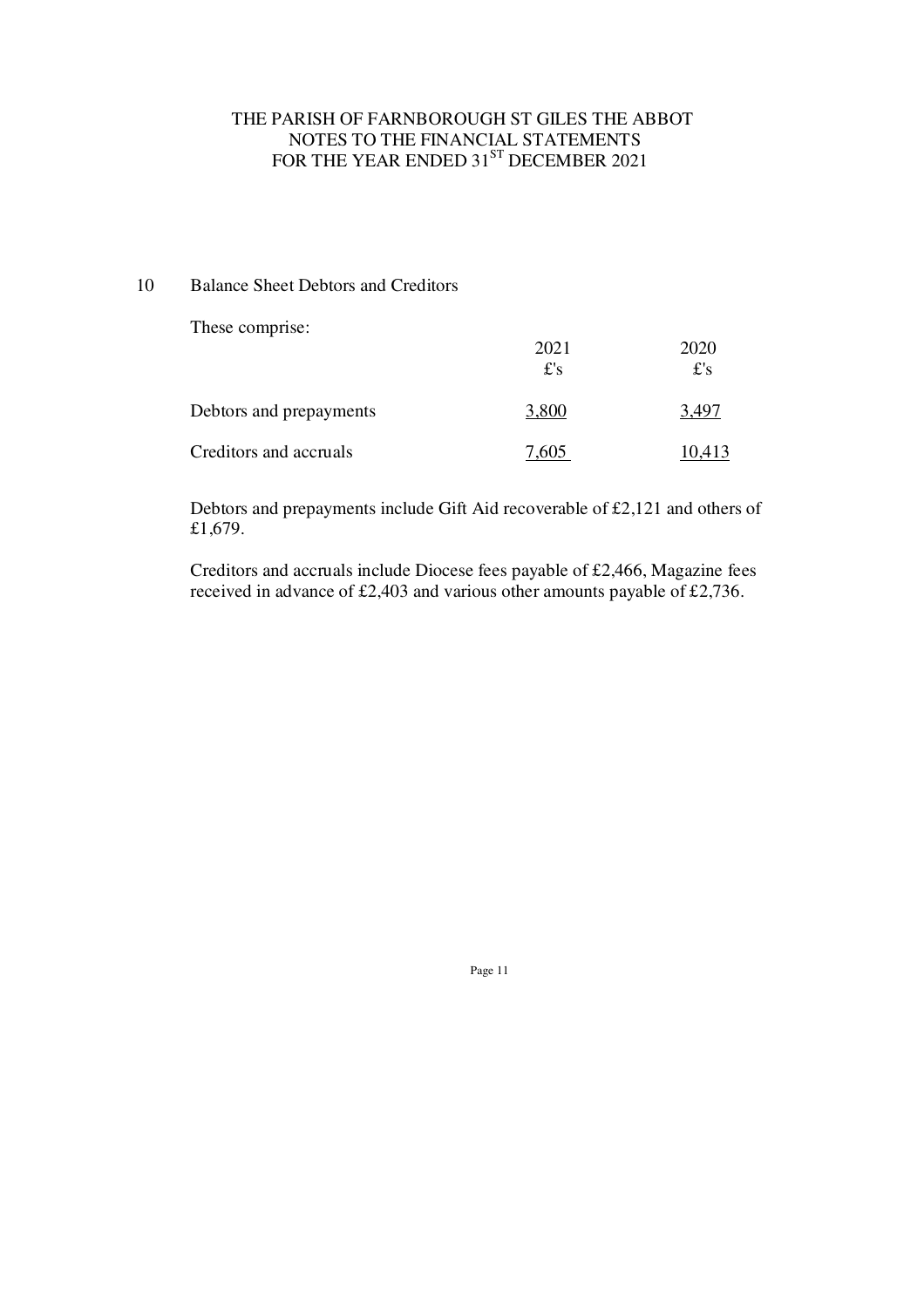THE PARISH OF FARNBOROUGH ST GILES THE ABBOT
NOTES TO THE FINANCIAL STATEMENTS
FOR THE YEAR ENDED 31[ST] DECEMBER 2021

## 10 Balance Sheet Debtors and Creditors

These comprise:

| | 2021 £'s | 2020 £'s |
|---|---|---|
| Debtors and prepayments | 3,800 | 3,497 |
| Creditors and accruals | 7,605 | 10,413 |

Debtors and prepayments include Gift Aid recoverable of £2,121 and others of £1,679.

Creditors and accruals include Diocese fees payable of £2,466, Magazine fees received in advance of £2,403 and various other amounts payable of £2,736.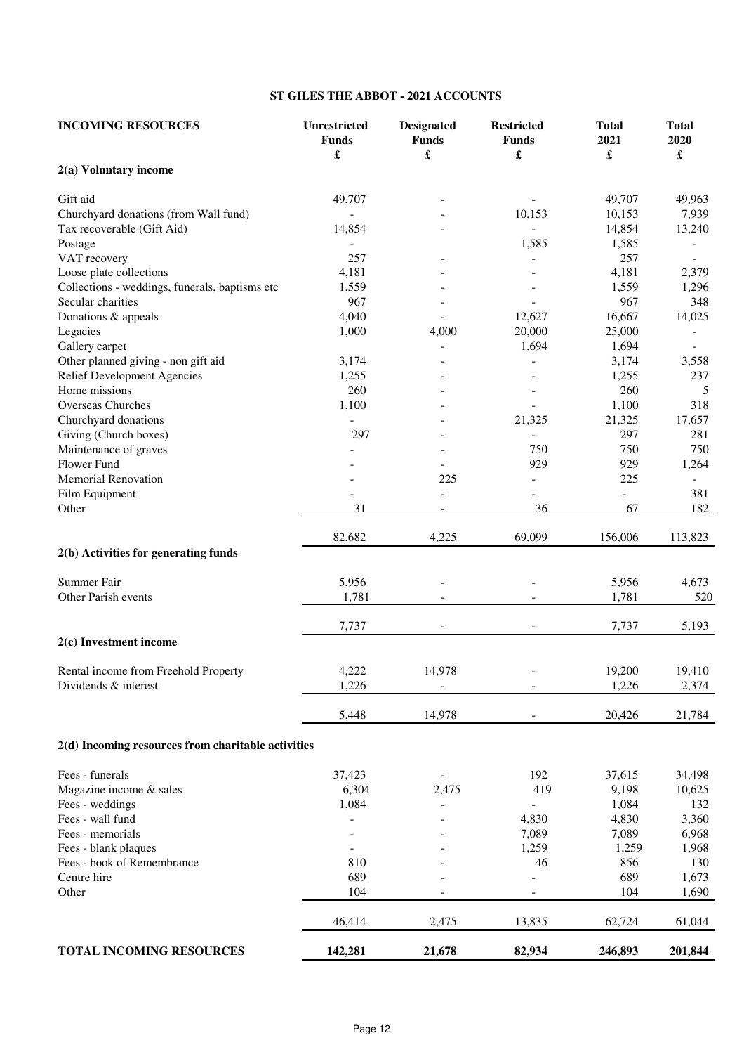## ST GILES THE ABBOT - 2021 ACCOUNTS

| INCOMING RESOURCES | Unrestricted Funds £ | Designated Funds £ | Restricted Funds £ | Total 2021 £ | Total 2020 £ |
|---|---|---|---|---|---|
| **2(a) Voluntary income** | | | | | |
| Gift aid | 49,707 | - | - | 49,707 | 49,963 |
| Churchyard donations (from Wall fund) | - | - | 10,153 | 10,153 | 7,939 |
| Tax recoverable (Gift Aid) | 14,854 | - | - | 14,854 | 13,240 |
| Postage | - | | 1,585 | 1,585 | - |
| VAT recovery | 257 | - | - | 257 | - |
| Loose plate collections | 4,181 | - | - | 4,181 | 2,379 |
| Collections - weddings, funerals, baptisms etc | 1,559 | - | - | 1,559 | 1,296 |
| Secular charities | 967 | - | - | 967 | 348 |
| Donations & appeals | 4,040 | - | 12,627 | 16,667 | 14,025 |
| Legacies | 1,000 | 4,000 | 20,000 | 25,000 | - |
| Gallery carpet | | - | 1,694 | 1,694 | - |
| Other planned giving - non gift aid | 3,174 | - | - | 3,174 | 3,558 |
| Relief Development Agencies | 1,255 | - | - | 1,255 | 237 |
| Home missions | 260 | - | - | 260 | 5 |
| Overseas Churches | 1,100 | - | - | 1,100 | 318 |
| Churchyard donations | - | - | 21,325 | 21,325 | 17,657 |
| Giving (Church boxes) | 297 | - | - | 297 | 281 |
| Maintenance of graves | - | - | 750 | 750 | 750 |
| Flower Fund | - | - | 929 | 929 | 1,264 |
| Memorial Renovation | - | 225 | - | 225 | - |
| Film Equipment | - | - | - | - | 381 |
| Other | 31 | - | 36 | 67 | 182 |
| | 82,682 | 4,225 | 69,099 | 156,006 | 113,823 |
| **2(b) Activities for generating funds** | | | | | |
| Summer Fair | 5,956 | - | - | 5,956 | 4,673 |
| Other Parish events | 1,781 | - | - | 1,781 | 520 |
| | 7,737 | - | - | 7,737 | 5,193 |
| **2(c) Investment income** | | | | | |
| Rental income from Freehold Property | 4,222 | 14,978 | - | 19,200 | 19,410 |
| Dividends & interest | 1,226 | - | - | 1,226 | 2,374 |
| | 5,448 | 14,978 | - | 20,426 | 21,784 |
| **2(d) Incoming resources from charitable activities** | | | | | |
| Fees - funerals | 37,423 | - | 192 | 37,615 | 34,498 |
| Magazine income & sales | 6,304 | 2,475 | 419 | 9,198 | 10,625 |
| Fees - weddings | 1,084 | - | - | 1,084 | 132 |
| Fees - wall fund | - | - | 4,830 | 4,830 | 3,360 |
| Fees - memorials | - | - | 7,089 | 7,089 | 6,968 |
| Fees - blank plaques | - | - | 1,259 | 1,259 | 1,968 |
| Fees - book of Remembrance | 810 | - | 46 | 856 | 130 |
| Centre hire | 689 | - | - | 689 | 1,673 |
| Other | 104 | - | - | 104 | 1,690 |
| | 46,414 | 2,475 | 13,835 | 62,724 | 61,044 |
| **TOTAL INCOMING RESOURCES** | **142,281** | **21,678** | **82,934** | **246,893** | **201,844** |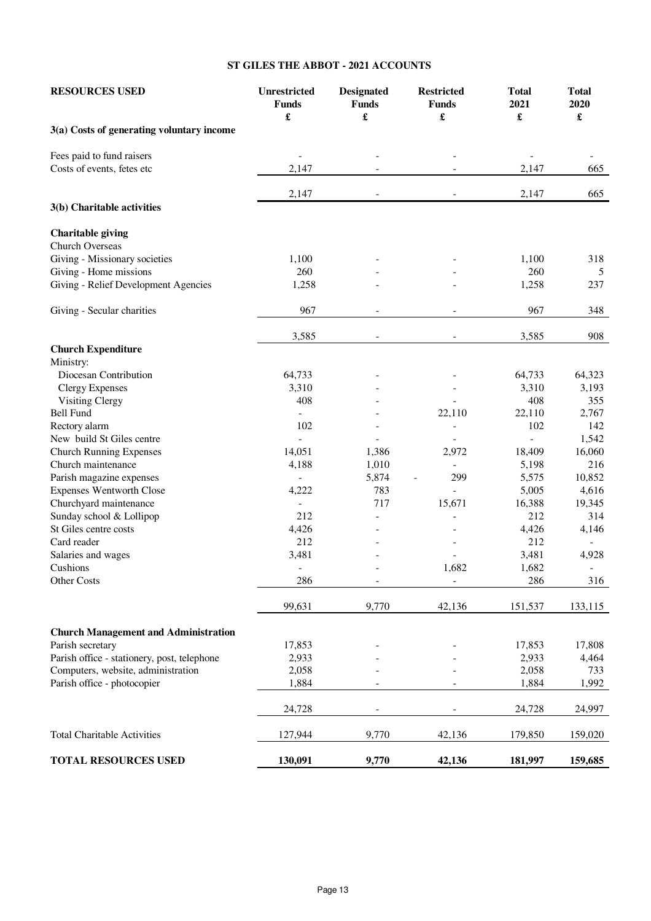# ST GILES THE ABBOT - 2021 ACCOUNTS

| RESOURCES USED | Unrestricted Funds £ | Designated Funds £ | Restricted Funds £ | Total 2021 £ | Total 2020 £ |
|---|---|---|---|---|---|
| **3(a) Costs of generating voluntary income** | | | | | |
| Fees paid to fund raisers | - | - | - | - | - |
| Costs of events, fetes etc | 2,147 | - | - | 2,147 | 665 |
| | 2,147 | - | - | 2,147 | 665 |
| **3(b) Charitable activities** | | | | | |
| **Charitable giving** | | | | | |
| Church Overseas | | | | | |
| Giving - Missionary societies | 1,100 | - | - | 1,100 | 318 |
| Giving - Home missions | 260 | - | - | 260 | 5 |
| Giving - Relief Development Agencies | 1,258 | - | - | 1,258 | 237 |
| Giving - Secular charities | 967 | - | - | 967 | 348 |
| | 3,585 | - | - | 3,585 | 908 |
| **Church Expenditure** | | | | | |
| Ministry: | | | | | |
| Diocesan Contribution | 64,733 | - | - | 64,733 | 64,323 |
| Clergy Expenses | 3,310 | - | - | 3,310 | 3,193 |
| Visiting Clergy | 408 | - | - | 408 | 355 |
| Bell Fund | - | - | 22,110 | 22,110 | 2,767 |
| Rectory alarm | 102 | - | - | 102 | 142 |
| New build St Giles centre | - | - | - | - | 1,542 |
| Church Running Expenses | 14,051 | 1,386 | 2,972 | 18,409 | 16,060 |
| Church maintenance | 4,188 | 1,010 | - | 5,198 | 216 |
| Parish magazine expenses | - | 5,874 | - 299 | 5,575 | 10,852 |
| Expenses Wentworth Close | 4,222 | 783 | - | 5,005 | 4,616 |
| Churchyard maintenance | - | 717 | 15,671 | 16,388 | 19,345 |
| Sunday school & Lollipop | 212 | - | - | 212 | 314 |
| St Giles centre costs | 4,426 | - | - | 4,426 | 4,146 |
| Card reader | 212 | - | - | 212 | - |
| Salaries and wages | 3,481 | - | - | 3,481 | 4,928 |
| Cushions | - | - | 1,682 | 1,682 | - |
| Other Costs | 286 | - | - | 286 | 316 |
| | 99,631 | 9,770 | 42,136 | 151,537 | 133,115 |
| **Church Management and Administration** | | | | | |
| Parish secretary | 17,853 | - | - | 17,853 | 17,808 |
| Parish office - stationery, post, telephone | 2,933 | - | - | 2,933 | 4,464 |
| Computers, website, administration | 2,058 | - | - | 2,058 | 733 |
| Parish office - photocopier | 1,884 | - | - | 1,884 | 1,992 |
| | 24,728 | - | - | 24,728 | 24,997 |
| Total Charitable Activities | 127,944 | 9,770 | 42,136 | 179,850 | 159,020 |
| **TOTAL RESOURCES USED** | **130,091** | **9,770** | **42,136** | **181,997** | **159,685** |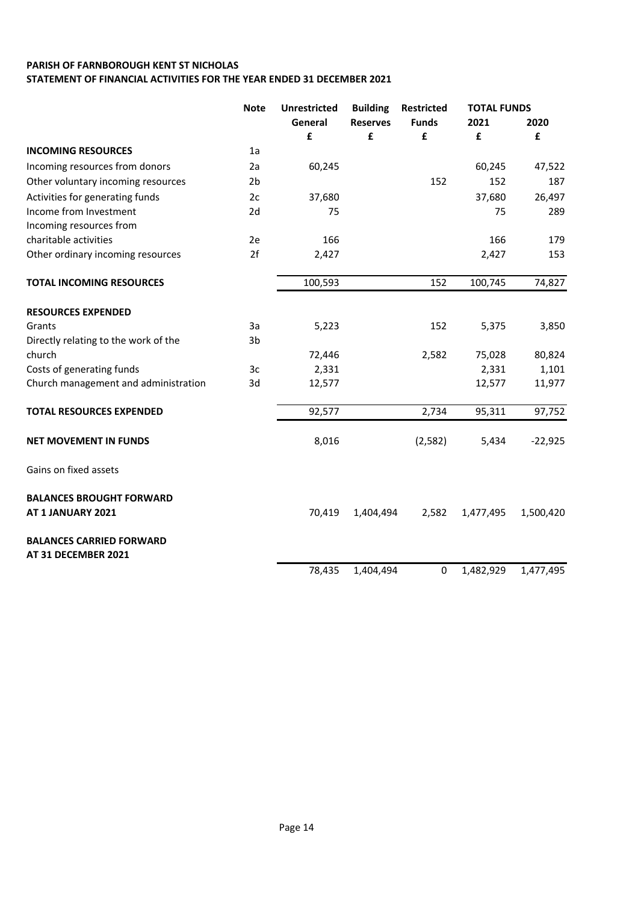**PARISH OF FARNBOROUGH KENT ST NICHOLAS**
**STATEMENT OF FINANCIAL ACTIVITIES FOR THE YEAR ENDED 31 DECEMBER 2021**

| | Note | Unrestricted General | Building Reserves | Restricted Funds | TOTAL FUNDS 2021 | 2020 |
|---|---|---|---|---|---|---|
| | | £ | £ | £ | £ | £ |
| **INCOMING RESOURCES** | 1a | | | | | |
| Incoming resources from donors | 2a | 60,245 | | | 60,245 | 47,522 |
| Other voluntary incoming resources | 2b | | | 152 | 152 | 187 |
| Activities for generating funds | 2c | 37,680 | | | 37,680 | 26,497 |
| Income from Investment | 2d | 75 | | | 75 | 289 |
| Incoming resources from charitable activities | 2e | 166 | | | 166 | 179 |
| Other ordinary incoming resources | 2f | 2,427 | | | 2,427 | 153 |
| **TOTAL INCOMING RESOURCES** | | 100,593 | | 152 | 100,745 | 74,827 |
| **RESOURCES EXPENDED** | | | | | | |
| Grants | 3a | 5,223 | | 152 | 5,375 | 3,850 |
| Directly relating to the work of the church | 3b | 72,446 | | 2,582 | 75,028 | 80,824 |
| Costs of generating funds | 3c | 2,331 | | | 2,331 | 1,101 |
| Church management and administration | 3d | 12,577 | | | 12,577 | 11,977 |
| **TOTAL RESOURCES EXPENDED** | | 92,577 | | 2,734 | 95,311 | 97,752 |
| **NET MOVEMENT IN FUNDS** | | 8,016 | | (2,582) | 5,434 | -22,925 |
| Gains on fixed assets | | | | | | |
| **BALANCES BROUGHT FORWARD AT 1 JANUARY 2021** | | 70,419 | 1,404,494 | 2,582 | 1,477,495 | 1,500,420 |
| **BALANCES CARRIED FORWARD AT 31 DECEMBER 2021** | | 78,435 | 1,404,494 | 0 | 1,482,929 | 1,477,495 |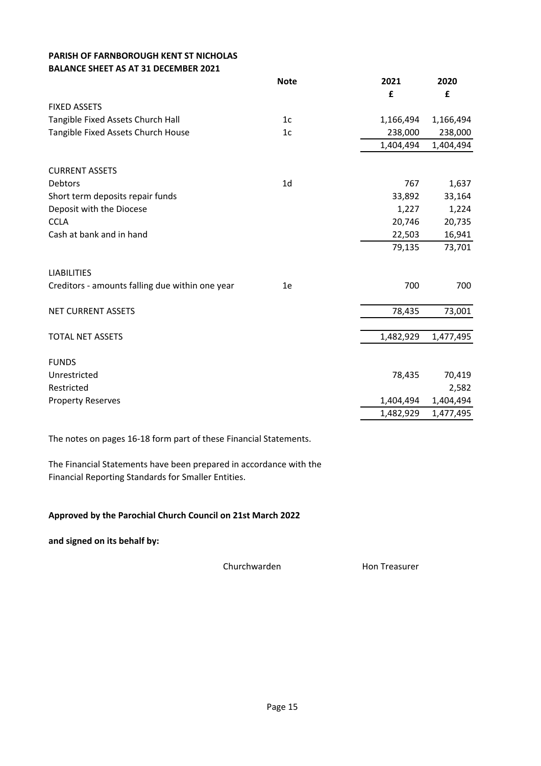**PARISH OF FARNBOROUGH KENT ST NICHOLAS**
**BALANCE SHEET AS AT 31 DECEMBER 2021**

| | **Note** | **2021** | **2020** |
|---|---|---|---|
| | | **£** | **£** |
| FIXED ASSETS | | | |
| Tangible Fixed Assets Church Hall | 1c | 1,166,494 | 1,166,494 |
| Tangible Fixed Assets Church House | 1c | 238,000 | 238,000 |
| | | 1,404,494 | 1,404,494 |
| | | | |
| CURRENT ASSETS | | | |
| Debtors | 1d | 767 | 1,637 |
| Short term deposits repair funds | | 33,892 | 33,164 |
| Deposit with the Diocese | | 1,227 | 1,224 |
| CCLA | | 20,746 | 20,735 |
| Cash at bank and in hand | | 22,503 | 16,941 |
| | | 79,135 | 73,701 |
| | | | |
| LIABILITIES | | | |
| Creditors - amounts falling due within one year | 1e | 700 | 700 |
| | | | |
| NET CURRENT ASSETS | | 78,435 | 73,001 |
| | | | |
| TOTAL NET ASSETS | | 1,482,929 | 1,477,495 |
| | | | |
| FUNDS | | | |
| Unrestricted | | 78,435 | 70,419 |
| Restricted | | | 2,582 |
| Property Reserves | | 1,404,494 | 1,404,494 |
| | | 1,482,929 | 1,477,495 |

The notes on pages 16-18 form part of these Financial Statements.

The Financial Statements have been prepared in accordance with the Financial Reporting Standards for Smaller Entities.

**Approved by the Parochial Church Council on 21st March 2022**

**and signed on its behalf by:**

Churchwarden Hon Treasurer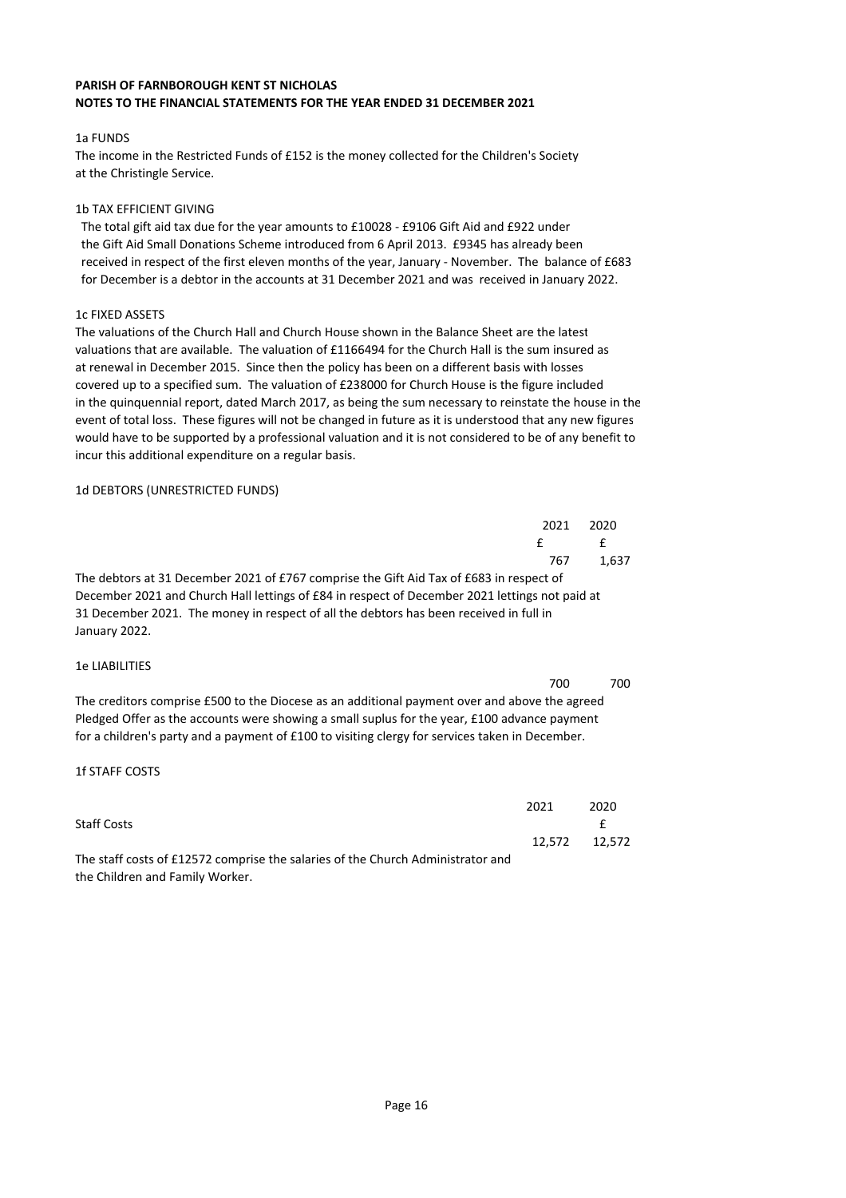**PARISH OF FARNBOROUGH KENT ST NICHOLAS**
**NOTES TO THE FINANCIAL STATEMENTS FOR THE YEAR ENDED 31 DECEMBER 2021**

1a FUNDS

The income in the Restricted Funds of £152 is the money collected for the Children's Society at the Christingle Service.

1b TAX EFFICIENT GIVING

The total gift aid tax due for the year amounts to £10028 - £9106 Gift Aid and £922 under the Gift Aid Small Donations Scheme introduced from 6 April 2013. £9345 has already been received in respect of the first eleven months of the year, January - November. The balance of £683 for December is a debtor in the accounts at 31 December 2021 and was received in January 2022.

1c FIXED ASSETS

The valuations of the Church Hall and Church House shown in the Balance Sheet are the latest valuations that are available. The valuation of £1166494 for the Church Hall is the sum insured as at renewal in December 2015. Since then the policy has been on a different basis with losses covered up to a specified sum. The valuation of £238000 for Church House is the figure included in the quinquennial report, dated March 2017, as being the sum necessary to reinstate the house in the event of total loss. These figures will not be changed in future as it is understood that any new figures would have to be supported by a professional valuation and it is not considered to be of any benefit to incur this additional expenditure on a regular basis.

1d DEBTORS (UNRESTRICTED FUNDS)

| | 2021 | 2020 |
|---|---|---|
| | £ | £ |
| | 767 | 1,637 |

The debtors at 31 December 2021 of £767 comprise the Gift Aid Tax of £683 in respect of December 2021 and Church Hall lettings of £84 in respect of December 2021 lettings not paid at 31 December 2021. The money in respect of all the debtors has been received in full in January 2022.

1e LIABILITIES

| | 2021 | 2020 |
|---|---|---|
| | 700 | 700 |

The creditors comprise £500 to the Diocese as an additional payment over and above the agreed Pledged Offer as the accounts were showing a small suplus for the year, £100 advance payment for a children's party and a payment of £100 to visiting clergy for services taken in December.

1f STAFF COSTS

| | 2021 | 2020 |
|---|---|---|
| Staff Costs | | £ |
| | 12,572 | 12,572 |

The staff costs of £12572 comprise the salaries of the Church Administrator and the Children and Family Worker.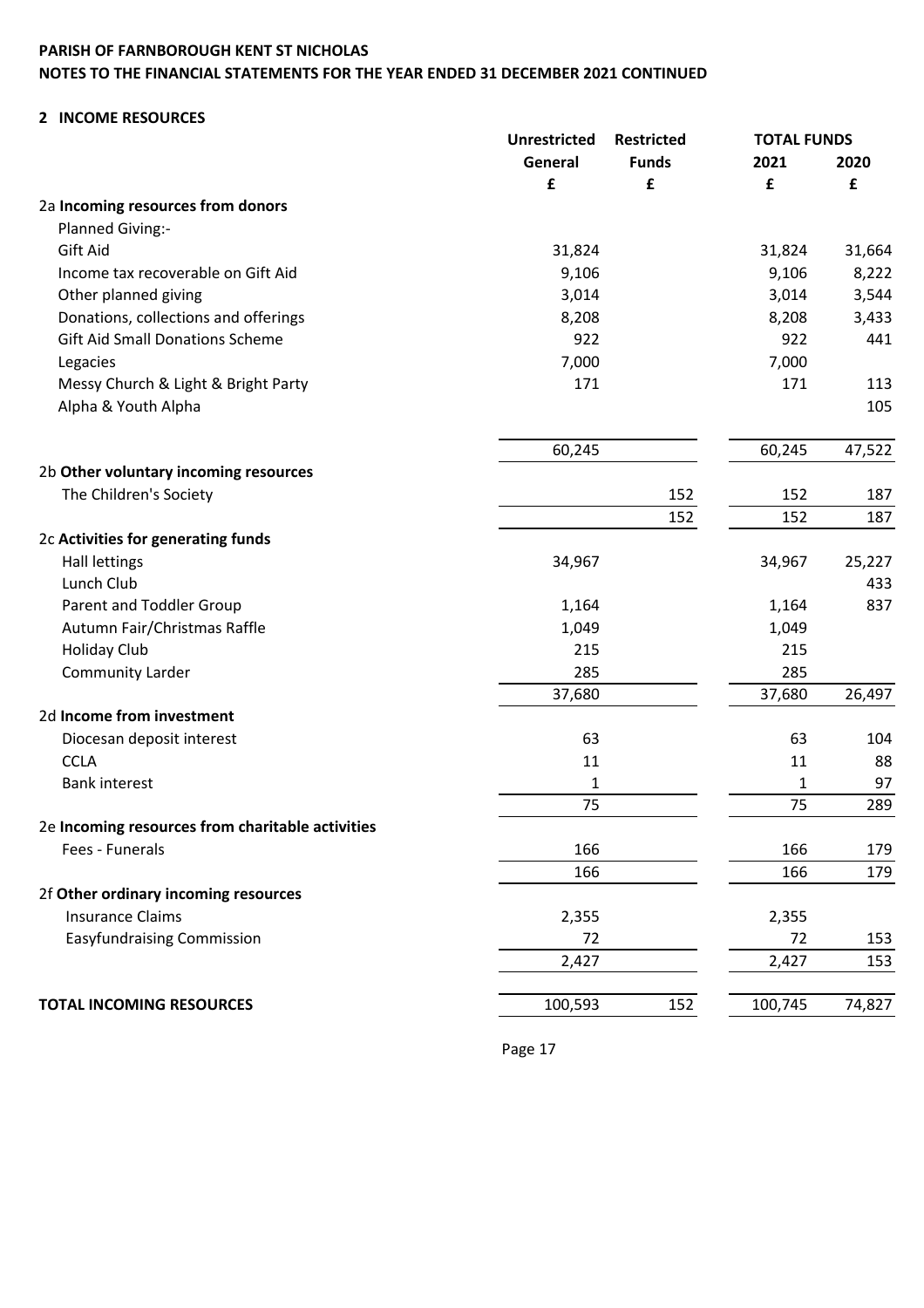**PARISH OF FARNBOROUGH KENT ST NICHOLAS**
**NOTES TO THE FINANCIAL STATEMENTS FOR THE YEAR ENDED 31 DECEMBER 2021 CONTINUED**

## 2 INCOME RESOURCES

| | Unrestricted General | Restricted Funds | TOTAL FUNDS 2021 | TOTAL FUNDS 2020 |
|---|---|---|---|---|
| | £ | £ | £ | £ |
| 2a **Incoming resources from donors** | | | | |
| Planned Giving:- | | | | |
| Gift Aid | 31,824 | | 31,824 | 31,664 |
| Income tax recoverable on Gift Aid | 9,106 | | 9,106 | 8,222 |
| Other planned giving | 3,014 | | 3,014 | 3,544 |
| Donations, collections and offerings | 8,208 | | 8,208 | 3,433 |
| Gift Aid Small Donations Scheme | 922 | | 922 | 441 |
| Legacies | 7,000 | | 7,000 | |
| Messy Church & Light & Bright Party | 171 | | 171 | 113 |
| Alpha & Youth Alpha | | | | 105 |
| | 60,245 | | 60,245 | 47,522 |
| 2b **Other voluntary incoming resources** | | | | |
| The Children's Society | | 152 | 152 | 187 |
| | | 152 | 152 | 187 |
| 2c **Activities for generating funds** | | | | |
| Hall lettings | 34,967 | | 34,967 | 25,227 |
| Lunch Club | | | | 433 |
| Parent and Toddler Group | 1,164 | | 1,164 | 837 |
| Autumn Fair/Christmas Raffle | 1,049 | | 1,049 | |
| Holiday Club | 215 | | 215 | |
| Community Larder | 285 | | 285 | |
| | 37,680 | | 37,680 | 26,497 |
| 2d **Income from investment** | | | | |
| Diocesan deposit interest | 63 | | 63 | 104 |
| CCLA | 11 | | 11 | 88 |
| Bank interest | 1 | | 1 | 97 |
| | 75 | | 75 | 289 |
| 2e **Incoming resources from charitable activities** | | | | |
| Fees - Funerals | 166 | | 166 | 179 |
| | 166 | | 166 | 179 |
| 2f **Other ordinary incoming resources** | | | | |
| Insurance Claims | 2,355 | | 2,355 | |
| Easyfundraising Commission | 72 | | 72 | 153 |
| | 2,427 | | 2,427 | 153 |
| **TOTAL INCOMING RESOURCES** | 100,593 | 152 | 100,745 | 74,827 |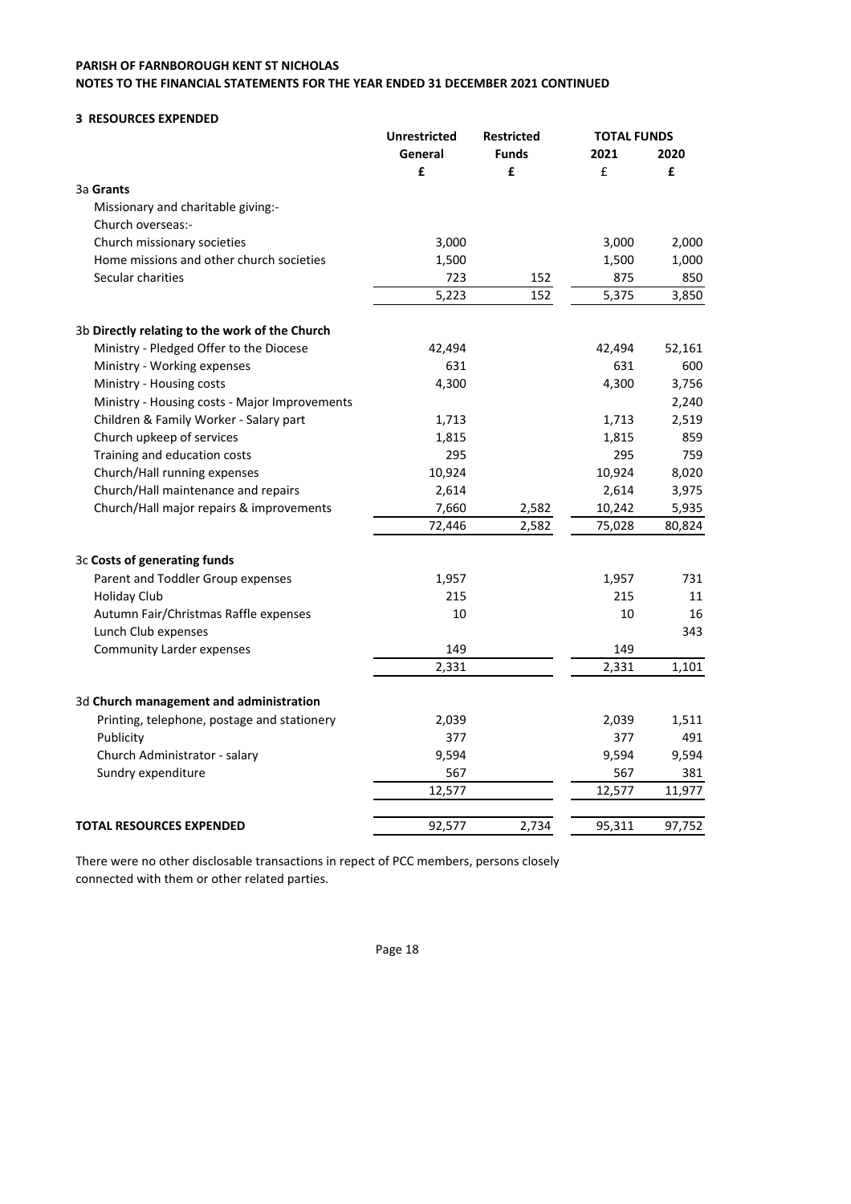**PARISH OF FARNBOROUGH KENT ST NICHOLAS**
**NOTES TO THE FINANCIAL STATEMENTS FOR THE YEAR ENDED 31 DECEMBER 2021 CONTINUED**

**3 RESOURCES EXPENDED**

| | Unrestricted General | Restricted Funds | TOTAL FUNDS 2021 | TOTAL FUNDS 2020 |
|---|---|---|---|---|
| | £ | £ | £ | £ |
| 3a **Grants** | | | | |
| Missionary and charitable giving:- | | | | |
| Church overseas:- | | | | |
| Church missionary societies | 3,000 | | 3,000 | 2,000 |
| Home missions and other church societies | 1,500 | | 1,500 | 1,000 |
| Secular charities | 723 | 152 | 875 | 850 |
| | 5,223 | 152 | 5,375 | 3,850 |
| 3b **Directly relating to the work of the Church** | | | | |
| Ministry - Pledged Offer to the Diocese | 42,494 | | 42,494 | 52,161 |
| Ministry - Working expenses | 631 | | 631 | 600 |
| Ministry - Housing costs | 4,300 | | 4,300 | 3,756 |
| Ministry - Housing costs - Major Improvements | | | | 2,240 |
| Children & Family Worker - Salary part | 1,713 | | 1,713 | 2,519 |
| Church upkeep of services | 1,815 | | 1,815 | 859 |
| Training and education costs | 295 | | 295 | 759 |
| Church/Hall running expenses | 10,924 | | 10,924 | 8,020 |
| Church/Hall maintenance and repairs | 2,614 | | 2,614 | 3,975 |
| Church/Hall major repairs & improvements | 7,660 | 2,582 | 10,242 | 5,935 |
| | 72,446 | 2,582 | 75,028 | 80,824 |
| 3c **Costs of generating funds** | | | | |
| Parent and Toddler Group expenses | 1,957 | | 1,957 | 731 |
| Holiday Club | 215 | | 215 | 11 |
| Autumn Fair/Christmas Raffle expenses | 10 | | 10 | 16 |
| Lunch Club expenses | | | | 343 |
| Community Larder expenses | 149 | | 149 | |
| | 2,331 | | 2,331 | 1,101 |
| 3d **Church management and administration** | | | | |
| Printing, telephone, postage and stationery | 2,039 | | 2,039 | 1,511 |
| Publicity | 377 | | 377 | 491 |
| Church Administrator - salary | 9,594 | | 9,594 | 9,594 |
| Sundry expenditure | 567 | | 567 | 381 |
| | 12,577 | | 12,577 | 11,977 |
| **TOTAL RESOURCES EXPENDED** | 92,577 | 2,734 | 95,311 | 97,752 |

There were no other disclosable transactions in repect of PCC members, persons closely connected with them or other related parties.